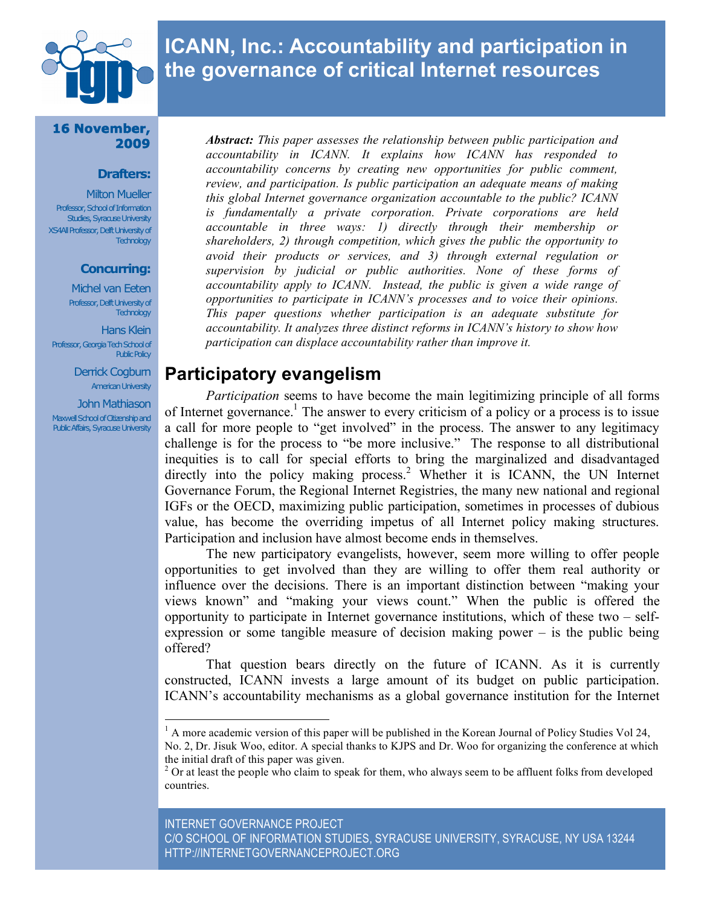# ICANN, Inc.: Accountability and participation in the governance of critical Internet resources

**16 November, 2009**

**Drafters:**

Milton Mueller
Professor, School of Information Studies, Syracuse University
XS4All Professor, Delft University of Technology

**Concurring:**

Michel van Eeten
Professor, Delft University of Technology

Hans Klein
Professor, Georgia Tech School of Public Policy

Derrick Cogburn
American University

John Mathiason
Maxwell School of Citizenship and Public Affairs, Syracuse University

***Abstract:** This paper assesses the relationship between public participation and accountability in ICANN. It explains how ICANN has responded to accountability concerns by creating new opportunities for public comment, review, and participation. Is public participation an adequate means of making this global Internet governance organization accountable to the public? ICANN is fundamentally a private corporation. Private corporations are held accountable in three ways: 1) directly through their membership or shareholders, 2) through competition, which gives the public the opportunity to avoid their products or services, and 3) through external regulation or supervision by judicial or public authorities. None of these forms of accountability apply to ICANN. Instead, the public is given a wide range of opportunities to participate in ICANN's processes and to voice their opinions. This paper questions whether participation is an adequate substitute for accountability. It analyzes three distinct reforms in ICANN's history to show how participation can displace accountability rather than improve it.*

## Participatory evangelism

*Participation* seems to have become the main legitimizing principle of all forms of Internet governance.[1] The answer to every criticism of a policy or a process is to issue a call for more people to "get involved" in the process. The answer to any legitimacy challenge is for the process to "be more inclusive." The response to all distributional inequities is to call for special efforts to bring the marginalized and disadvantaged directly into the policy making process.[2] Whether it is ICANN, the UN Internet Governance Forum, the Regional Internet Registries, the many new national and regional IGFs or the OECD, maximizing public participation, sometimes in processes of dubious value, has become the overriding impetus of all Internet policy making structures. Participation and inclusion have almost become ends in themselves.

The new participatory evangelists, however, seem more willing to offer people opportunities to get involved than they are willing to offer them real authority or influence over the decisions. There is an important distinction between "making your views known" and "making your views count." When the public is offered the opportunity to participate in Internet governance institutions, which of these two – self-expression or some tangible measure of decision making power – is the public being offered?

That question bears directly on the future of ICANN. As it is currently constructed, ICANN invests a large amount of its budget on public participation. ICANN's accountability mechanisms as a global governance institution for the Internet

---

[1] A more academic version of this paper will be published in the Korean Journal of Policy Studies Vol 24, No. 2, Dr. Jisuk Woo, editor. A special thanks to KJPS and Dr. Woo for organizing the conference at which the initial draft of this paper was given.

[2] Or at least the people who claim to speak for them, who always seem to be affluent folks from developed countries.

INTERNET GOVERNANCE PROJECT
C/O SCHOOL OF INFORMATION STUDIES, SYRACUSE UNIVERSITY, SYRACUSE, NY USA 13244
HTTP://INTERNETGOVERNANCEPROJECT.ORG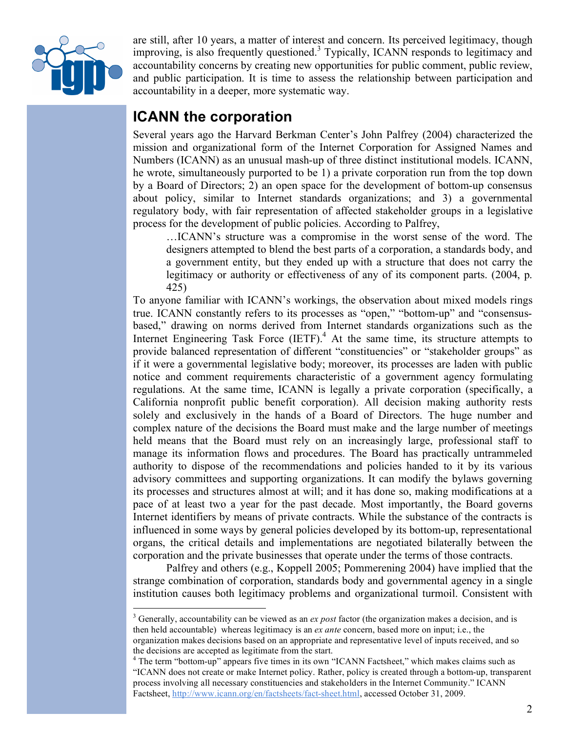are still, after 10 years, a matter of interest and concern. Its perceived legitimacy, though improving, is also frequently questioned.[3] Typically, ICANN responds to legitimacy and accountability concerns by creating new opportunities for public comment, public review, and public participation. It is time to assess the relationship between participation and accountability in a deeper, more systematic way.

## ICANN the corporation

Several years ago the Harvard Berkman Center's John Palfrey (2004) characterized the mission and organizational form of the Internet Corporation for Assigned Names and Numbers (ICANN) as an unusual mash-up of three distinct institutional models. ICANN, he wrote, simultaneously purported to be 1) a private corporation run from the top down by a Board of Directors; 2) an open space for the development of bottom-up consensus about policy, similar to Internet standards organizations; and 3) a governmental regulatory body, with fair representation of affected stakeholder groups in a legislative process for the development of public policies. According to Palfrey,

> …ICANN's structure was a compromise in the worst sense of the word. The designers attempted to blend the best parts of a corporation, a standards body, and a government entity, but they ended up with a structure that does not carry the legitimacy or authority or effectiveness of any of its component parts. (2004, p. 425)

To anyone familiar with ICANN's workings, the observation about mixed models rings true. ICANN constantly refers to its processes as "open," "bottom-up" and "consensus-based," drawing on norms derived from Internet standards organizations such as the Internet Engineering Task Force (IETF).[4] At the same time, its structure attempts to provide balanced representation of different "constituencies" or "stakeholder groups" as if it were a governmental legislative body; moreover, its processes are laden with public notice and comment requirements characteristic of a government agency formulating regulations. At the same time, ICANN is legally a private corporation (specifically, a California nonprofit public benefit corporation). All decision making authority rests solely and exclusively in the hands of a Board of Directors. The huge number and complex nature of the decisions the Board must make and the large number of meetings held means that the Board must rely on an increasingly large, professional staff to manage its information flows and procedures. The Board has practically untrammeled authority to dispose of the recommendations and policies handed to it by its various advisory committees and supporting organizations. It can modify the bylaws governing its processes and structures almost at will; and it has done so, making modifications at a pace of at least two a year for the past decade. Most importantly, the Board governs Internet identifiers by means of private contracts. While the substance of the contracts is influenced in some ways by general policies developed by its bottom-up, representational organs, the critical details and implementations are negotiated bilaterally between the corporation and the private businesses that operate under the terms of those contracts.

Palfrey and others (e.g., Koppell 2005; Pommerening 2004) have implied that the strange combination of corporation, standards body and governmental agency in a single institution causes both legitimacy problems and organizational turmoil. Consistent with

---

[3] Generally, accountability can be viewed as an *ex post* factor (the organization makes a decision, and is then held accountable) whereas legitimacy is an *ex ante* concern, based more on input; i.e., the organization makes decisions based on an appropriate and representative level of inputs received, and so the decisions are accepted as legitimate from the start.

[4] The term "bottom-up" appears five times in its own "ICANN Factsheet," which makes claims such as "ICANN does not create or make Internet policy. Rather, policy is created through a bottom-up, transparent process involving all necessary constituencies and stakeholders in the Internet Community." ICANN Factsheet, http://www.icann.org/en/factsheets/fact-sheet.html, accessed October 31, 2009.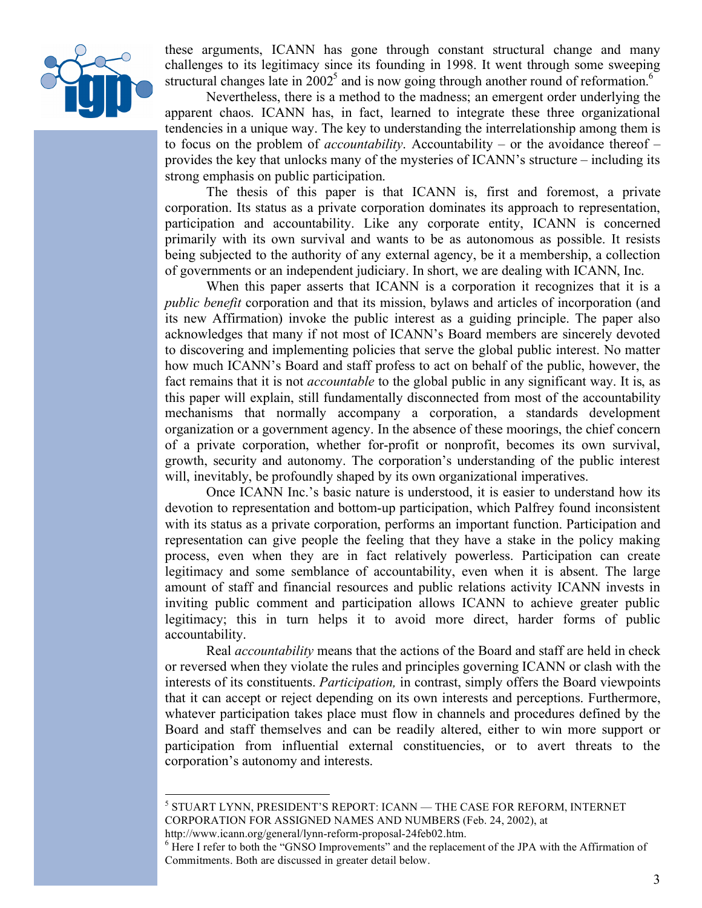these arguments, ICANN has gone through constant structural change and many challenges to its legitimacy since its founding in 1998. It went through some sweeping structural changes late in 2002[5] and is now going through another round of reformation.[6]

Nevertheless, there is a method to the madness; an emergent order underlying the apparent chaos. ICANN has, in fact, learned to integrate these three organizational tendencies in a unique way. The key to understanding the interrelationship among them is to focus on the problem of *accountability*. Accountability – or the avoidance thereof – provides the key that unlocks many of the mysteries of ICANN's structure – including its strong emphasis on public participation.

The thesis of this paper is that ICANN is, first and foremost, a private corporation. Its status as a private corporation dominates its approach to representation, participation and accountability. Like any corporate entity, ICANN is concerned primarily with its own survival and wants to be as autonomous as possible. It resists being subjected to the authority of any external agency, be it a membership, a collection of governments or an independent judiciary. In short, we are dealing with ICANN, Inc.

When this paper asserts that ICANN is a corporation it recognizes that it is a *public benefit* corporation and that its mission, bylaws and articles of incorporation (and its new Affirmation) invoke the public interest as a guiding principle. The paper also acknowledges that many if not most of ICANN's Board members are sincerely devoted to discovering and implementing policies that serve the global public interest. No matter how much ICANN's Board and staff profess to act on behalf of the public, however, the fact remains that it is not *accountable* to the global public in any significant way. It is, as this paper will explain, still fundamentally disconnected from most of the accountability mechanisms that normally accompany a corporation, a standards development organization or a government agency. In the absence of these moorings, the chief concern of a private corporation, whether for-profit or nonprofit, becomes its own survival, growth, security and autonomy. The corporation's understanding of the public interest will, inevitably, be profoundly shaped by its own organizational imperatives.

Once ICANN Inc.'s basic nature is understood, it is easier to understand how its devotion to representation and bottom-up participation, which Palfrey found inconsistent with its status as a private corporation, performs an important function. Participation and representation can give people the feeling that they have a stake in the policy making process, even when they are in fact relatively powerless. Participation can create legitimacy and some semblance of accountability, even when it is absent. The large amount of staff and financial resources and public relations activity ICANN invests in inviting public comment and participation allows ICANN to achieve greater public legitimacy; this in turn helps it to avoid more direct, harder forms of public accountability.

Real *accountability* means that the actions of the Board and staff are held in check or reversed when they violate the rules and principles governing ICANN or clash with the interests of its constituents. *Participation,* in contrast, simply offers the Board viewpoints that it can accept or reject depending on its own interests and perceptions. Furthermore, whatever participation takes place must flow in channels and procedures defined by the Board and staff themselves and can be readily altered, either to win more support or participation from influential external constituencies, or to avert threats to the corporation's autonomy and interests.

---

[5] STUART LYNN, PRESIDENT'S REPORT: ICANN — THE CASE FOR REFORM, INTERNET CORPORATION FOR ASSIGNED NAMES AND NUMBERS (Feb. 24, 2002), at http://www.icann.org/general/lynn-reform-proposal-24feb02.htm.

[6] Here I refer to both the "GNSO Improvements" and the replacement of the JPA with the Affirmation of Commitments. Both are discussed in greater detail below.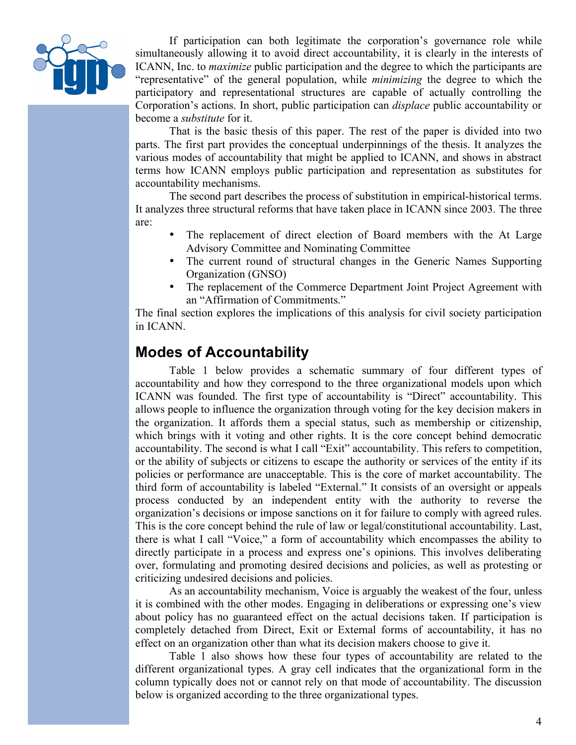If participation can both legitimate the corporation's governance role while simultaneously allowing it to avoid direct accountability, it is clearly in the interests of ICANN, Inc. to *maximize* public participation and the degree to which the participants are "representative" of the general population, while *minimizing* the degree to which the participatory and representational structures are capable of actually controlling the Corporation's actions. In short, public participation can *displace* public accountability or become a *substitute* for it.

That is the basic thesis of this paper. The rest of the paper is divided into two parts. The first part provides the conceptual underpinnings of the thesis. It analyzes the various modes of accountability that might be applied to ICANN, and shows in abstract terms how ICANN employs public participation and representation as substitutes for accountability mechanisms.

The second part describes the process of substitution in empirical-historical terms. It analyzes three structural reforms that have taken place in ICANN since 2003. The three are:

- The replacement of direct election of Board members with the At Large Advisory Committee and Nominating Committee
- The current round of structural changes in the Generic Names Supporting Organization (GNSO)
- The replacement of the Commerce Department Joint Project Agreement with an "Affirmation of Commitments."

The final section explores the implications of this analysis for civil society participation in ICANN.

## Modes of Accountability

Table 1 below provides a schematic summary of four different types of accountability and how they correspond to the three organizational models upon which ICANN was founded. The first type of accountability is "Direct" accountability. This allows people to influence the organization through voting for the key decision makers in the organization. It affords them a special status, such as membership or citizenship, which brings with it voting and other rights. It is the core concept behind democratic accountability. The second is what I call "Exit" accountability. This refers to competition, or the ability of subjects or citizens to escape the authority or services of the entity if its policies or performance are unacceptable. This is the core of market accountability. The third form of accountability is labeled "External." It consists of an oversight or appeals process conducted by an independent entity with the authority to reverse the organization's decisions or impose sanctions on it for failure to comply with agreed rules. This is the core concept behind the rule of law or legal/constitutional accountability. Last, there is what I call "Voice," a form of accountability which encompasses the ability to directly participate in a process and express one's opinions. This involves deliberating over, formulating and promoting desired decisions and policies, as well as protesting or criticizing undesired decisions and policies.

As an accountability mechanism, Voice is arguably the weakest of the four, unless it is combined with the other modes. Engaging in deliberations or expressing one's view about policy has no guaranteed effect on the actual decisions taken. If participation is completely detached from Direct, Exit or External forms of accountability, it has no effect on an organization other than what its decision makers choose to give it.

Table 1 also shows how these four types of accountability are related to the different organizational types. A gray cell indicates that the organizational form in the column typically does not or cannot rely on that mode of accountability. The discussion below is organized according to the three organizational types.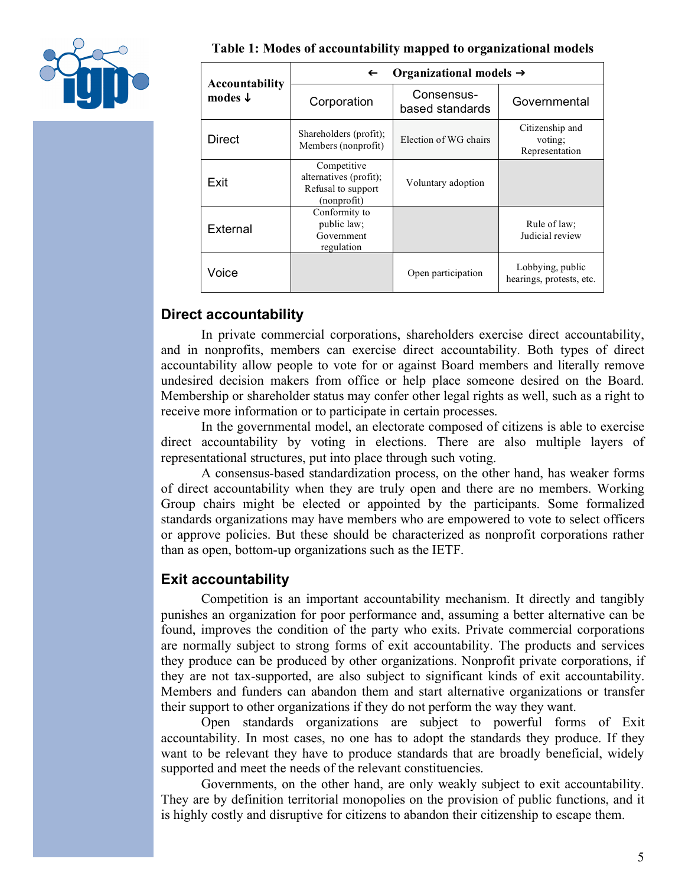**Table 1: Modes of accountability mapped to organizational models**

| Accountability modes ↓ | ← Organizational models → | | |
|---|---|---|---|
| | Corporation | Consensus-based standards | Governmental |
| Direct | Shareholders (profit); Members (nonprofit) | Election of WG chairs | Citizenship and voting; Representation |
| Exit | Competitive alternatives (profit); Refusal to support (nonprofit) | Voluntary adoption | |
| External | Conformity to public law; Government regulation | | Rule of law; Judicial review |
| Voice | | Open participation | Lobbying, public hearings, protests, etc. |

## Direct accountability

In private commercial corporations, shareholders exercise direct accountability, and in nonprofits, members can exercise direct accountability. Both types of direct accountability allow people to vote for or against Board members and literally remove undesired decision makers from office or help place someone desired on the Board. Membership or shareholder status may confer other legal rights as well, such as a right to receive more information or to participate in certain processes.

In the governmental model, an electorate composed of citizens is able to exercise direct accountability by voting in elections. There are also multiple layers of representational structures, put into place through such voting.

A consensus-based standardization process, on the other hand, has weaker forms of direct accountability when they are truly open and there are no members. Working Group chairs might be elected or appointed by the participants. Some formalized standards organizations may have members who are empowered to vote to select officers or approve policies. But these should be characterized as nonprofit corporations rather than as open, bottom-up organizations such as the IETF.

## Exit accountability

Competition is an important accountability mechanism. It directly and tangibly punishes an organization for poor performance and, assuming a better alternative can be found, improves the condition of the party who exits. Private commercial corporations are normally subject to strong forms of exit accountability. The products and services they produce can be produced by other organizations. Nonprofit private corporations, if they are not tax-supported, are also subject to significant kinds of exit accountability. Members and funders can abandon them and start alternative organizations or transfer their support to other organizations if they do not perform the way they want.

Open standards organizations are subject to powerful forms of Exit accountability. In most cases, no one has to adopt the standards they produce. If they want to be relevant they have to produce standards that are broadly beneficial, widely supported and meet the needs of the relevant constituencies.

Governments, on the other hand, are only weakly subject to exit accountability. They are by definition territorial monopolies on the provision of public functions, and it is highly costly and disruptive for citizens to abandon their citizenship to escape them.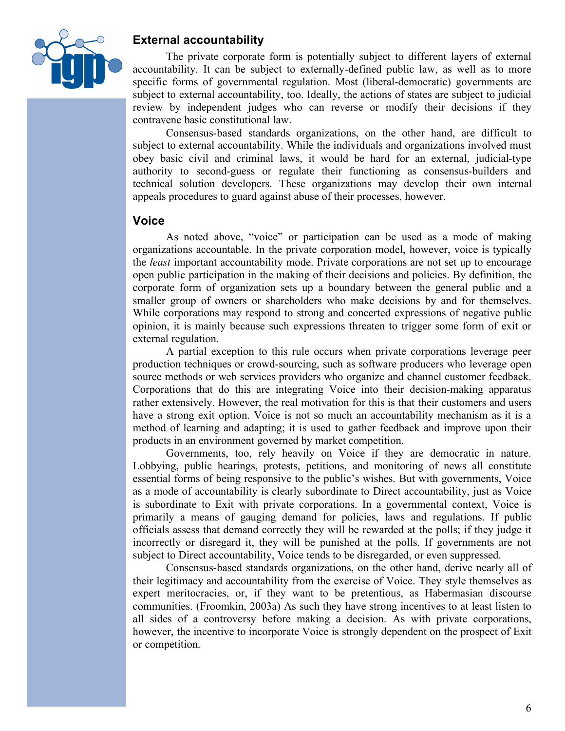## External accountability

The private corporate form is potentially subject to different layers of external accountability. It can be subject to externally-defined public law, as well as to more specific forms of governmental regulation. Most (liberal-democratic) governments are subject to external accountability, too. Ideally, the actions of states are subject to judicial review by independent judges who can reverse or modify their decisions if they contravene basic constitutional law.

Consensus-based standards organizations, on the other hand, are difficult to subject to external accountability. While the individuals and organizations involved must obey basic civil and criminal laws, it would be hard for an external, judicial-type authority to second-guess or regulate their functioning as consensus-builders and technical solution developers. These organizations may develop their own internal appeals procedures to guard against abuse of their processes, however.

## Voice

As noted above, "voice" or participation can be used as a mode of making organizations accountable. In the private corporation model, however, voice is typically the *least* important accountability mode. Private corporations are not set up to encourage open public participation in the making of their decisions and policies. By definition, the corporate form of organization sets up a boundary between the general public and a smaller group of owners or shareholders who make decisions by and for themselves. While corporations may respond to strong and concerted expressions of negative public opinion, it is mainly because such expressions threaten to trigger some form of exit or external regulation.

A partial exception to this rule occurs when private corporations leverage peer production techniques or crowd-sourcing, such as software producers who leverage open source methods or web services providers who organize and channel customer feedback. Corporations that do this are integrating Voice into their decision-making apparatus rather extensively. However, the real motivation for this is that their customers and users have a strong exit option. Voice is not so much an accountability mechanism as it is a method of learning and adapting; it is used to gather feedback and improve upon their products in an environment governed by market competition.

Governments, too, rely heavily on Voice if they are democratic in nature. Lobbying, public hearings, protests, petitions, and monitoring of news all constitute essential forms of being responsive to the public's wishes. But with governments, Voice as a mode of accountability is clearly subordinate to Direct accountability, just as Voice is subordinate to Exit with private corporations. In a governmental context, Voice is primarily a means of gauging demand for policies, laws and regulations. If public officials assess that demand correctly they will be rewarded at the polls; if they judge it incorrectly or disregard it, they will be punished at the polls. If governments are not subject to Direct accountability, Voice tends to be disregarded, or even suppressed.

Consensus-based standards organizations, on the other hand, derive nearly all of their legitimacy and accountability from the exercise of Voice. They style themselves as expert meritocracies, or, if they want to be pretentious, as Habermasian discourse communities. (Froomkin, 2003a) As such they have strong incentives to at least listen to all sides of a controversy before making a decision. As with private corporations, however, the incentive to incorporate Voice is strongly dependent on the prospect of Exit or competition.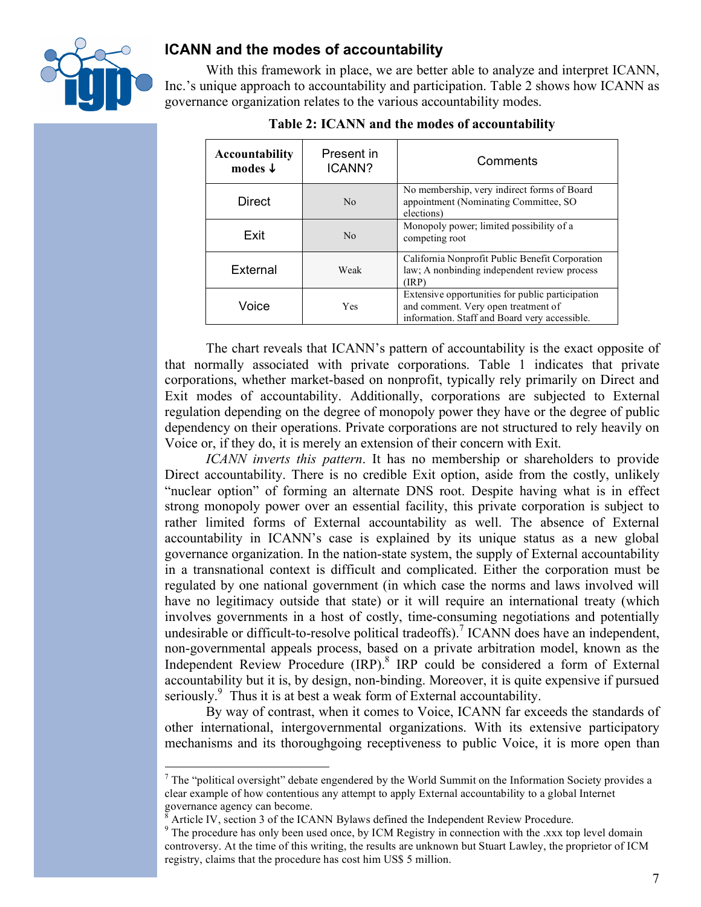## ICANN and the modes of accountability

With this framework in place, we are better able to analyze and interpret ICANN, Inc.'s unique approach to accountability and participation. Table 2 shows how ICANN as governance organization relates to the various accountability modes.

**Table 2: ICANN and the modes of accountability**

| Accountability modes ↓ | Present in ICANN? | Comments |
|---|---|---|
| Direct | No | No membership, very indirect forms of Board appointment (Nominating Committee, SO elections) |
| Exit | No | Monopoly power; limited possibility of a competing root |
| External | Weak | California Nonprofit Public Benefit Corporation law; A nonbinding independent review process (IRP) |
| Voice | Yes | Extensive opportunities for public participation and comment. Very open treatment of information. Staff and Board very accessible. |

The chart reveals that ICANN's pattern of accountability is the exact opposite of that normally associated with private corporations. Table 1 indicates that private corporations, whether market-based on nonprofit, typically rely primarily on Direct and Exit modes of accountability. Additionally, corporations are subjected to External regulation depending on the degree of monopoly power they have or the degree of public dependency on their operations. Private corporations are not structured to rely heavily on Voice or, if they do, it is merely an extension of their concern with Exit.

*ICANN inverts this pattern*. It has no membership or shareholders to provide Direct accountability. There is no credible Exit option, aside from the costly, unlikely "nuclear option" of forming an alternate DNS root. Despite having what is in effect strong monopoly power over an essential facility, this private corporation is subject to rather limited forms of External accountability as well. The absence of External accountability in ICANN's case is explained by its unique status as a new global governance organization. In the nation-state system, the supply of External accountability in a transnational context is difficult and complicated. Either the corporation must be regulated by one national government (in which case the norms and laws involved will have no legitimacy outside that state) or it will require an international treaty (which involves governments in a host of costly, time-consuming negotiations and potentially undesirable or difficult-to-resolve political tradeoffs).[7] ICANN does have an independent, non-governmental appeals process, based on a private arbitration model, known as the Independent Review Procedure (IRP).[8] IRP could be considered a form of External accountability but it is, by design, non-binding. Moreover, it is quite expensive if pursued seriously.[9] Thus it is at best a weak form of External accountability.

By way of contrast, when it comes to Voice, ICANN far exceeds the standards of other international, intergovernmental organizations. With its extensive participatory mechanisms and its thoroughgoing receptiveness to public Voice, it is more open than

---

[7] The "political oversight" debate engendered by the World Summit on the Information Society provides a clear example of how contentious any attempt to apply External accountability to a global Internet governance agency can become.

[8] Article IV, section 3 of the ICANN Bylaws defined the Independent Review Procedure.

[9] The procedure has only been used once, by ICM Registry in connection with the .xxx top level domain controversy. At the time of this writing, the results are unknown but Stuart Lawley, the proprietor of ICM registry, claims that the procedure has cost him US$ 5 million.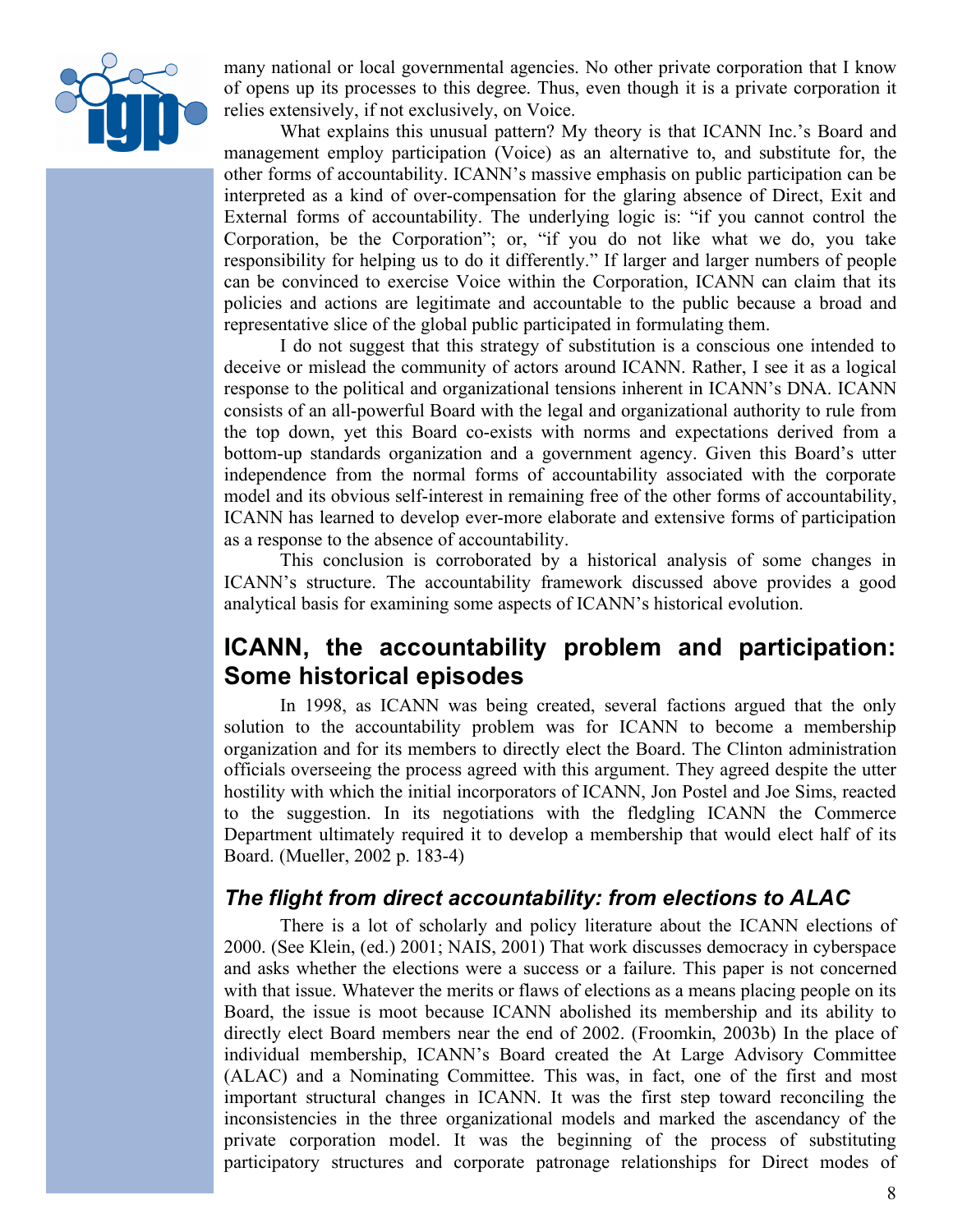many national or local governmental agencies. No other private corporation that I know of opens up its processes to this degree. Thus, even though it is a private corporation it relies extensively, if not exclusively, on Voice.

What explains this unusual pattern? My theory is that ICANN Inc.'s Board and management employ participation (Voice) as an alternative to, and substitute for, the other forms of accountability. ICANN's massive emphasis on public participation can be interpreted as a kind of over-compensation for the glaring absence of Direct, Exit and External forms of accountability. The underlying logic is: "if you cannot control the Corporation, be the Corporation"; or, "if you do not like what we do, you take responsibility for helping us to do it differently." If larger and larger numbers of people can be convinced to exercise Voice within the Corporation, ICANN can claim that its policies and actions are legitimate and accountable to the public because a broad and representative slice of the global public participated in formulating them.

I do not suggest that this strategy of substitution is a conscious one intended to deceive or mislead the community of actors around ICANN. Rather, I see it as a logical response to the political and organizational tensions inherent in ICANN's DNA. ICANN consists of an all-powerful Board with the legal and organizational authority to rule from the top down, yet this Board co-exists with norms and expectations derived from a bottom-up standards organization and a government agency. Given this Board's utter independence from the normal forms of accountability associated with the corporate model and its obvious self-interest in remaining free of the other forms of accountability, ICANN has learned to develop ever-more elaborate and extensive forms of participation as a response to the absence of accountability.

This conclusion is corroborated by a historical analysis of some changes in ICANN's structure. The accountability framework discussed above provides a good analytical basis for examining some aspects of ICANN's historical evolution.

## ICANN, the accountability problem and participation: Some historical episodes

In 1998, as ICANN was being created, several factions argued that the only solution to the accountability problem was for ICANN to become a membership organization and for its members to directly elect the Board. The Clinton administration officials overseeing the process agreed with this argument. They agreed despite the utter hostility with which the initial incorporators of ICANN, Jon Postel and Joe Sims, reacted to the suggestion. In its negotiations with the fledgling ICANN the Commerce Department ultimately required it to develop a membership that would elect half of its Board. (Mueller, 2002 p. 183-4)

### *The flight from direct accountability: from elections to ALAC*

There is a lot of scholarly and policy literature about the ICANN elections of 2000. (See Klein, (ed.) 2001; NAIS, 2001) That work discusses democracy in cyberspace and asks whether the elections were a success or a failure. This paper is not concerned with that issue. Whatever the merits or flaws of elections as a means placing people on its Board, the issue is moot because ICANN abolished its membership and its ability to directly elect Board members near the end of 2002. (Froomkin, 2003b) In the place of individual membership, ICANN's Board created the At Large Advisory Committee (ALAC) and a Nominating Committee. This was, in fact, one of the first and most important structural changes in ICANN. It was the first step toward reconciling the inconsistencies in the three organizational models and marked the ascendancy of the private corporation model. It was the beginning of the process of substituting participatory structures and corporate patronage relationships for Direct modes of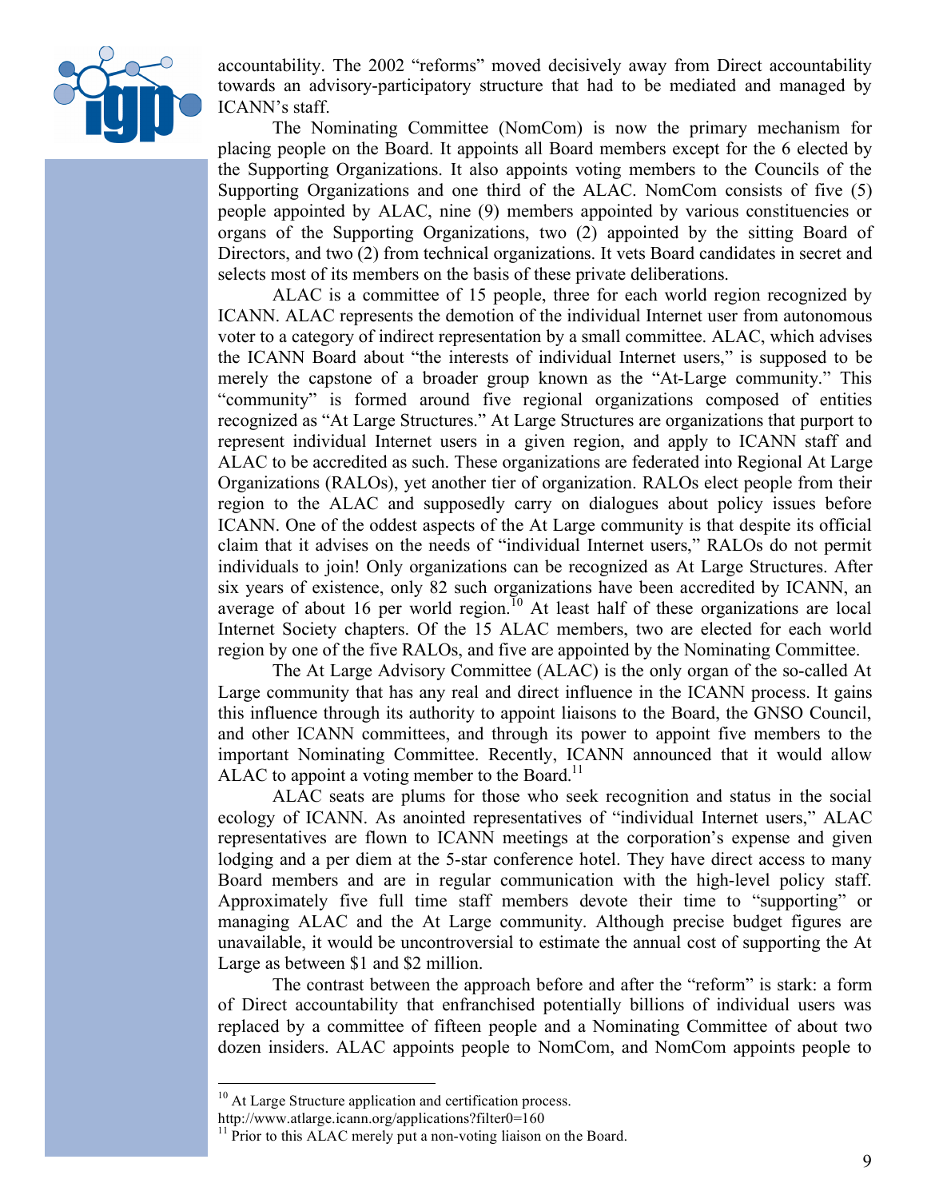accountability. The 2002 "reforms" moved decisively away from Direct accountability towards an advisory-participatory structure that had to be mediated and managed by ICANN's staff.

The Nominating Committee (NomCom) is now the primary mechanism for placing people on the Board. It appoints all Board members except for the 6 elected by the Supporting Organizations. It also appoints voting members to the Councils of the Supporting Organizations and one third of the ALAC. NomCom consists of five (5) people appointed by ALAC, nine (9) members appointed by various constituencies or organs of the Supporting Organizations, two (2) appointed by the sitting Board of Directors, and two (2) from technical organizations. It vets Board candidates in secret and selects most of its members on the basis of these private deliberations.

ALAC is a committee of 15 people, three for each world region recognized by ICANN. ALAC represents the demotion of the individual Internet user from autonomous voter to a category of indirect representation by a small committee. ALAC, which advises the ICANN Board about "the interests of individual Internet users," is supposed to be merely the capstone of a broader group known as the "At-Large community." This "community" is formed around five regional organizations composed of entities recognized as "At Large Structures." At Large Structures are organizations that purport to represent individual Internet users in a given region, and apply to ICANN staff and ALAC to be accredited as such. These organizations are federated into Regional At Large Organizations (RALOs), yet another tier of organization. RALOs elect people from their region to the ALAC and supposedly carry on dialogues about policy issues before ICANN. One of the oddest aspects of the At Large community is that despite its official claim that it advises on the needs of "individual Internet users," RALOs do not permit individuals to join! Only organizations can be recognized as At Large Structures. After six years of existence, only 82 such organizations have been accredited by ICANN, an average of about 16 per world region.[10] At least half of these organizations are local Internet Society chapters. Of the 15 ALAC members, two are elected for each world region by one of the five RALOs, and five are appointed by the Nominating Committee.

The At Large Advisory Committee (ALAC) is the only organ of the so-called At Large community that has any real and direct influence in the ICANN process. It gains this influence through its authority to appoint liaisons to the Board, the GNSO Council, and other ICANN committees, and through its power to appoint five members to the important Nominating Committee. Recently, ICANN announced that it would allow ALAC to appoint a voting member to the Board.[11]

ALAC seats are plums for those who seek recognition and status in the social ecology of ICANN. As anointed representatives of "individual Internet users," ALAC representatives are flown to ICANN meetings at the corporation's expense and given lodging and a per diem at the 5-star conference hotel. They have direct access to many Board members and are in regular communication with the high-level policy staff. Approximately five full time staff members devote their time to "supporting" or managing ALAC and the At Large community. Although precise budget figures are unavailable, it would be uncontroversial to estimate the annual cost of supporting the At Large as between $1 and $2 million.

The contrast between the approach before and after the "reform" is stark: a form of Direct accountability that enfranchised potentially billions of individual users was replaced by a committee of fifteen people and a Nominating Committee of about two dozen insiders. ALAC appoints people to NomCom, and NomCom appoints people to

---

[10] At Large Structure application and certification process. http://www.atlarge.icann.org/applications?filter0=160

[11] Prior to this ALAC merely put a non-voting liaison on the Board.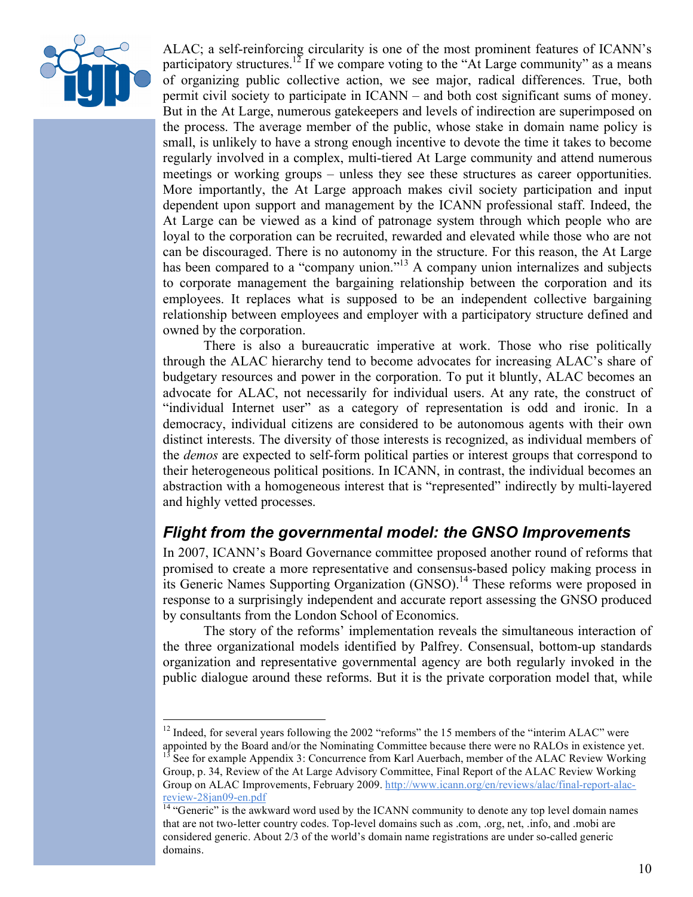ALAC; a self-reinforcing circularity is one of the most prominent features of ICANN's participatory structures.[12] If we compare voting to the "At Large community" as a means of organizing public collective action, we see major, radical differences. True, both permit civil society to participate in ICANN – and both cost significant sums of money. But in the At Large, numerous gatekeepers and levels of indirection are superimposed on the process. The average member of the public, whose stake in domain name policy is small, is unlikely to have a strong enough incentive to devote the time it takes to become regularly involved in a complex, multi-tiered At Large community and attend numerous meetings or working groups – unless they see these structures as career opportunities. More importantly, the At Large approach makes civil society participation and input dependent upon support and management by the ICANN professional staff. Indeed, the At Large can be viewed as a kind of patronage system through which people who are loyal to the corporation can be recruited, rewarded and elevated while those who are not can be discouraged. There is no autonomy in the structure. For this reason, the At Large has been compared to a "company union."[13] A company union internalizes and subjects to corporate management the bargaining relationship between the corporation and its employees. It replaces what is supposed to be an independent collective bargaining relationship between employees and employer with a participatory structure defined and owned by the corporation.

There is also a bureaucratic imperative at work. Those who rise politically through the ALAC hierarchy tend to become advocates for increasing ALAC's share of budgetary resources and power in the corporation. To put it bluntly, ALAC becomes an advocate for ALAC, not necessarily for individual users. At any rate, the construct of "individual Internet user" as a category of representation is odd and ironic. In a democracy, individual citizens are considered to be autonomous agents with their own distinct interests. The diversity of those interests is recognized, as individual members of the *demos* are expected to self-form political parties or interest groups that correspond to their heterogeneous political positions. In ICANN, in contrast, the individual becomes an abstraction with a homogeneous interest that is "represented" indirectly by multi-layered and highly vetted processes.

## *Flight from the governmental model: the GNSO Improvements*

In 2007, ICANN's Board Governance committee proposed another round of reforms that promised to create a more representative and consensus-based policy making process in its Generic Names Supporting Organization (GNSO).[14] These reforms were proposed in response to a surprisingly independent and accurate report assessing the GNSO produced by consultants from the London School of Economics.

The story of the reforms' implementation reveals the simultaneous interaction of the three organizational models identified by Palfrey. Consensual, bottom-up standards organization and representative governmental agency are both regularly invoked in the public dialogue around these reforms. But it is the private corporation model that, while

---

[12] Indeed, for several years following the 2002 "reforms" the 15 members of the "interim ALAC" were appointed by the Board and/or the Nominating Committee because there were no RALOs in existence yet.

[13] See for example Appendix 3: Concurrence from Karl Auerbach, member of the ALAC Review Working Group, p. 34, Review of the At Large Advisory Committee, Final Report of the ALAC Review Working Group on ALAC Improvements, February 2009. http://www.icann.org/en/reviews/alac/final-report-alac-review-28jan09-en.pdf

[14] "Generic" is the awkward word used by the ICANN community to denote any top level domain names that are not two-letter country codes. Top-level domains such as .com, .org, net, .info, and .mobi are considered generic. About 2/3 of the world's domain name registrations are under so-called generic domains.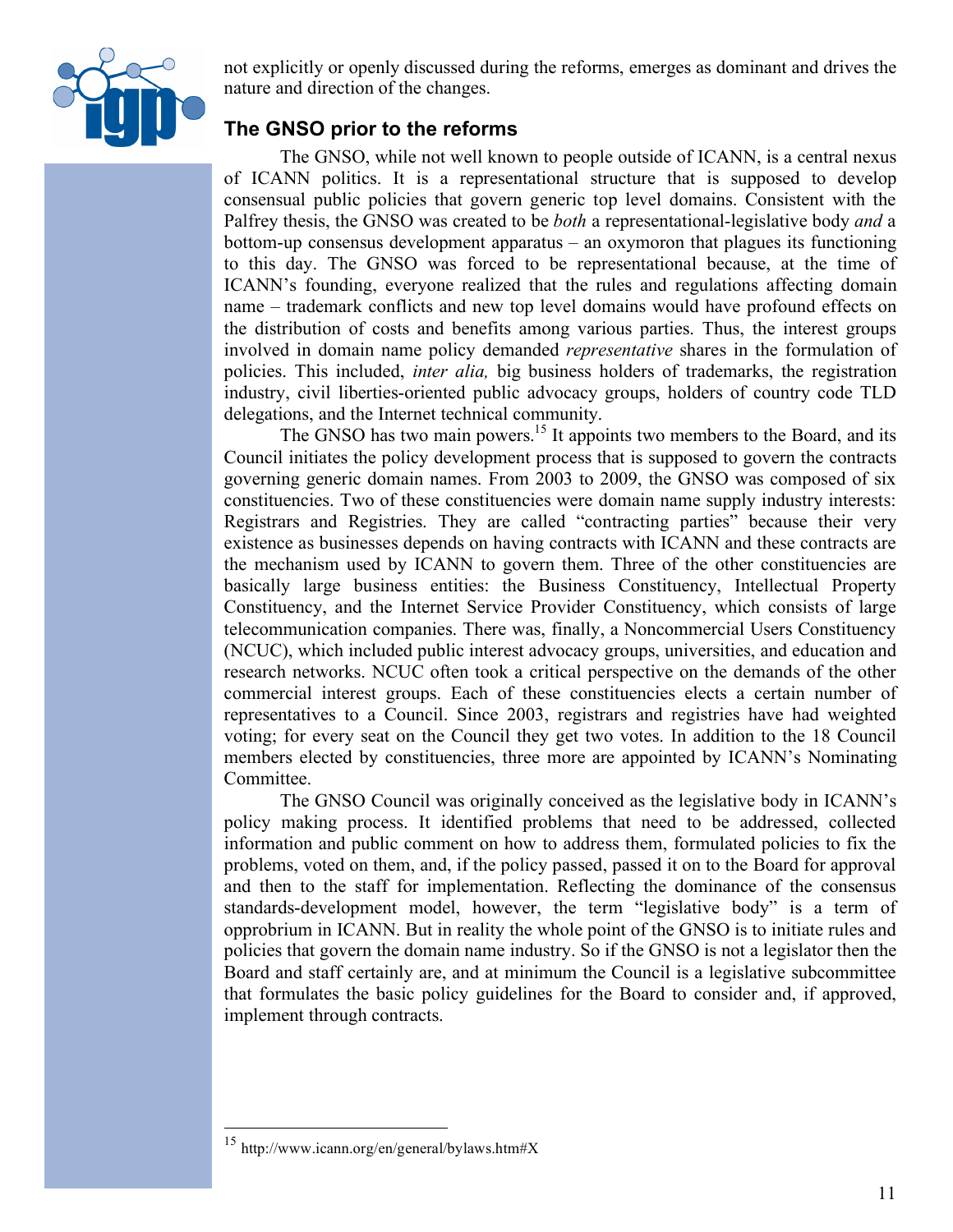not explicitly or openly discussed during the reforms, emerges as dominant and drives the nature and direction of the changes.

## The GNSO prior to the reforms

The GNSO, while not well known to people outside of ICANN, is a central nexus of ICANN politics. It is a representational structure that is supposed to develop consensual public policies that govern generic top level domains. Consistent with the Palfrey thesis, the GNSO was created to be *both* a representational-legislative body *and* a bottom-up consensus development apparatus – an oxymoron that plagues its functioning to this day. The GNSO was forced to be representational because, at the time of ICANN's founding, everyone realized that the rules and regulations affecting domain name – trademark conflicts and new top level domains would have profound effects on the distribution of costs and benefits among various parties. Thus, the interest groups involved in domain name policy demanded *representative* shares in the formulation of policies. This included, *inter alia,* big business holders of trademarks, the registration industry, civil liberties-oriented public advocacy groups, holders of country code TLD delegations, and the Internet technical community.

The GNSO has two main powers.[15] It appoints two members to the Board, and its Council initiates the policy development process that is supposed to govern the contracts governing generic domain names. From 2003 to 2009, the GNSO was composed of six constituencies. Two of these constituencies were domain name supply industry interests: Registrars and Registries. They are called "contracting parties" because their very existence as businesses depends on having contracts with ICANN and these contracts are the mechanism used by ICANN to govern them. Three of the other constituencies are basically large business entities: the Business Constituency, Intellectual Property Constituency, and the Internet Service Provider Constituency, which consists of large telecommunication companies. There was, finally, a Noncommercial Users Constituency (NCUC), which included public interest advocacy groups, universities, and education and research networks. NCUC often took a critical perspective on the demands of the other commercial interest groups. Each of these constituencies elects a certain number of representatives to a Council. Since 2003, registrars and registries have had weighted voting; for every seat on the Council they get two votes. In addition to the 18 Council members elected by constituencies, three more are appointed by ICANN's Nominating Committee.

The GNSO Council was originally conceived as the legislative body in ICANN's policy making process. It identified problems that need to be addressed, collected information and public comment on how to address them, formulated policies to fix the problems, voted on them, and, if the policy passed, passed it on to the Board for approval and then to the staff for implementation. Reflecting the dominance of the consensus standards-development model, however, the term "legislative body" is a term of opprobrium in ICANN. But in reality the whole point of the GNSO is to initiate rules and policies that govern the domain name industry. So if the GNSO is not a legislator then the Board and staff certainly are, and at minimum the Council is a legislative subcommittee that formulates the basic policy guidelines for the Board to consider and, if approved, implement through contracts.

---

[15] http://www.icann.org/en/general/bylaws.htm#X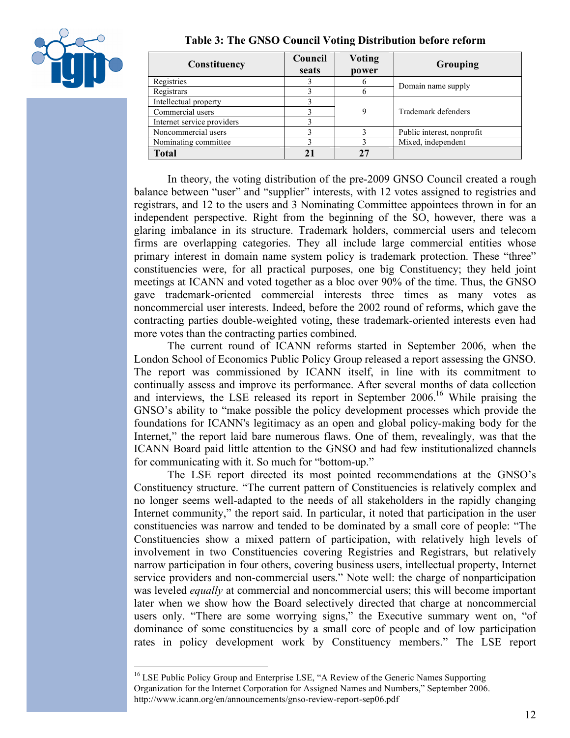**Table 3: The GNSO Council Voting Distribution before reform**

| Constituency | Council seats | Voting power | Grouping |
|---|---|---|---|
| Registries | 3 | 6 | Domain name supply |
| Registrars | 3 | 6 | |
| Intellectual property | 3 | 9 | Trademark defenders |
| Commercial users | 3 | | |
| Internet service providers | 3 | | |
| Noncommercial users | 3 | 3 | Public interest, nonprofit |
| Nominating committee | 3 | 3 | Mixed, independent |
| **Total** | **21** | **27** | |

In theory, the voting distribution of the pre-2009 GNSO Council created a rough balance between "user" and "supplier" interests, with 12 votes assigned to registries and registrars, and 12 to the users and 3 Nominating Committee appointees thrown in for an independent perspective. Right from the beginning of the SO, however, there was a glaring imbalance in its structure. Trademark holders, commercial users and telecom firms are overlapping categories. They all include large commercial entities whose primary interest in domain name system policy is trademark protection. These "three" constituencies were, for all practical purposes, one big Constituency; they held joint meetings at ICANN and voted together as a bloc over 90% of the time. Thus, the GNSO gave trademark-oriented commercial interests three times as many votes as noncommercial user interests. Indeed, before the 2002 round of reforms, which gave the contracting parties double-weighted voting, these trademark-oriented interests even had more votes than the contracting parties combined.

The current round of ICANN reforms started in September 2006, when the London School of Economics Public Policy Group released a report assessing the GNSO. The report was commissioned by ICANN itself, in line with its commitment to continually assess and improve its performance. After several months of data collection and interviews, the LSE released its report in September 2006.[16] While praising the GNSO's ability to "make possible the policy development processes which provide the foundations for ICANN's legitimacy as an open and global policy-making body for the Internet," the report laid bare numerous flaws. One of them, revealingly, was that the ICANN Board paid little attention to the GNSO and had few institutionalized channels for communicating with it. So much for "bottom-up."

The LSE report directed its most pointed recommendations at the GNSO's Constituency structure. "The current pattern of Constituencies is relatively complex and no longer seems well-adapted to the needs of all stakeholders in the rapidly changing Internet community," the report said. In particular, it noted that participation in the user constituencies was narrow and tended to be dominated by a small core of people: "The Constituencies show a mixed pattern of participation, with relatively high levels of involvement in two Constituencies covering Registries and Registrars, but relatively narrow participation in four others, covering business users, intellectual property, Internet service providers and non-commercial users." Note well: the charge of nonparticipation was leveled *equally* at commercial and noncommercial users; this will become important later when we show how the Board selectively directed that charge at noncommercial users only. "There are some worrying signs," the Executive summary went on, "of dominance of some constituencies by a small core of people and of low participation rates in policy development work by Constituency members." The LSE report

[16] LSE Public Policy Group and Enterprise LSE, "A Review of the Generic Names Supporting Organization for the Internet Corporation for Assigned Names and Numbers," September 2006. http://www.icann.org/en/announcements/gnso-review-report-sep06.pdf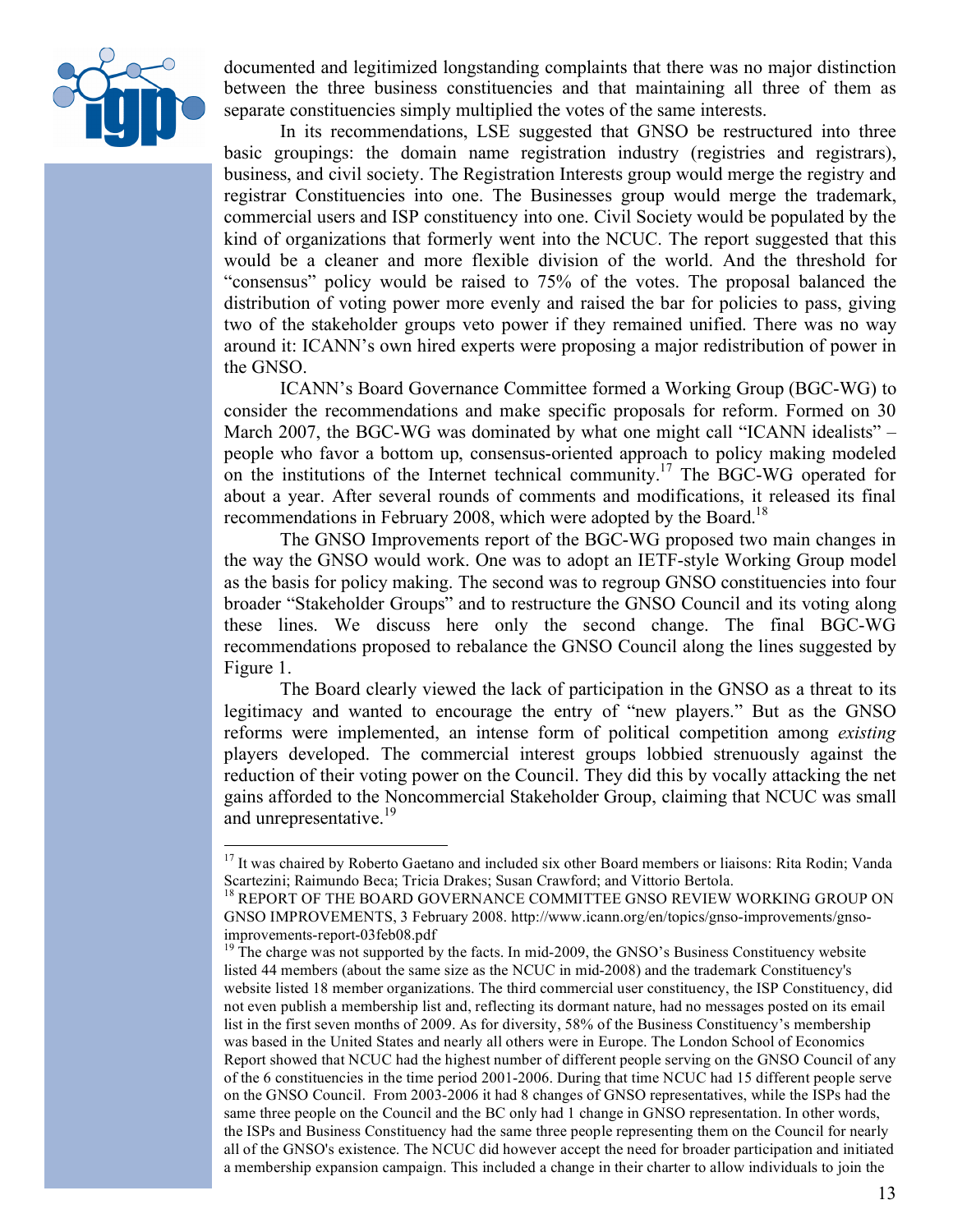documented and legitimized longstanding complaints that there was no major distinction between the three business constituencies and that maintaining all three of them as separate constituencies simply multiplied the votes of the same interests.

In its recommendations, LSE suggested that GNSO be restructured into three basic groupings: the domain name registration industry (registries and registrars), business, and civil society. The Registration Interests group would merge the registry and registrar Constituencies into one. The Businesses group would merge the trademark, commercial users and ISP constituency into one. Civil Society would be populated by the kind of organizations that formerly went into the NCUC. The report suggested that this would be a cleaner and more flexible division of the world. And the threshold for "consensus" policy would be raised to 75% of the votes. The proposal balanced the distribution of voting power more evenly and raised the bar for policies to pass, giving two of the stakeholder groups veto power if they remained unified. There was no way around it: ICANN's own hired experts were proposing a major redistribution of power in the GNSO.

ICANN's Board Governance Committee formed a Working Group (BGC-WG) to consider the recommendations and make specific proposals for reform. Formed on 30 March 2007, the BGC-WG was dominated by what one might call "ICANN idealists" – people who favor a bottom up, consensus-oriented approach to policy making modeled on the institutions of the Internet technical community.[17] The BGC-WG operated for about a year. After several rounds of comments and modifications, it released its final recommendations in February 2008, which were adopted by the Board.[18]

The GNSO Improvements report of the BGC-WG proposed two main changes in the way the GNSO would work. One was to adopt an IETF-style Working Group model as the basis for policy making. The second was to regroup GNSO constituencies into four broader "Stakeholder Groups" and to restructure the GNSO Council and its voting along these lines. We discuss here only the second change. The final BGC-WG recommendations proposed to rebalance the GNSO Council along the lines suggested by Figure 1.

The Board clearly viewed the lack of participation in the GNSO as a threat to its legitimacy and wanted to encourage the entry of "new players." But as the GNSO reforms were implemented, an intense form of political competition among *existing* players developed. The commercial interest groups lobbied strenuously against the reduction of their voting power on the Council. They did this by vocally attacking the net gains afforded to the Noncommercial Stakeholder Group, claiming that NCUC was small and unrepresentative.[19]

---

[17] It was chaired by Roberto Gaetano and included six other Board members or liaisons: Rita Rodin; Vanda Scartezini; Raimundo Beca; Tricia Drakes; Susan Crawford; and Vittorio Bertola.

[18] REPORT OF THE BOARD GOVERNANCE COMMITTEE GNSO REVIEW WORKING GROUP ON GNSO IMPROVEMENTS, 3 February 2008. http://www.icann.org/en/topics/gnso-improvements/gnso-improvements-report-03feb08.pdf

[19] The charge was not supported by the facts. In mid-2009, the GNSO's Business Constituency website listed 44 members (about the same size as the NCUC in mid-2008) and the trademark Constituency's website listed 18 member organizations. The third commercial user constituency, the ISP Constituency, did not even publish a membership list and, reflecting its dormant nature, had no messages posted on its email list in the first seven months of 2009. As for diversity, 58% of the Business Constituency's membership was based in the United States and nearly all others were in Europe. The London School of Economics Report showed that NCUC had the highest number of different people serving on the GNSO Council of any of the 6 constituencies in the time period 2001-2006. During that time NCUC had 15 different people serve on the GNSO Council. From 2003-2006 it had 8 changes of GNSO representatives, while the ISPs had the same three people on the Council and the BC only had 1 change in GNSO representation. In other words, the ISPs and Business Constituency had the same three people representing them on the Council for nearly all of the GNSO's existence. The NCUC did however accept the need for broader participation and initiated a membership expansion campaign. This included a change in their charter to allow individuals to join the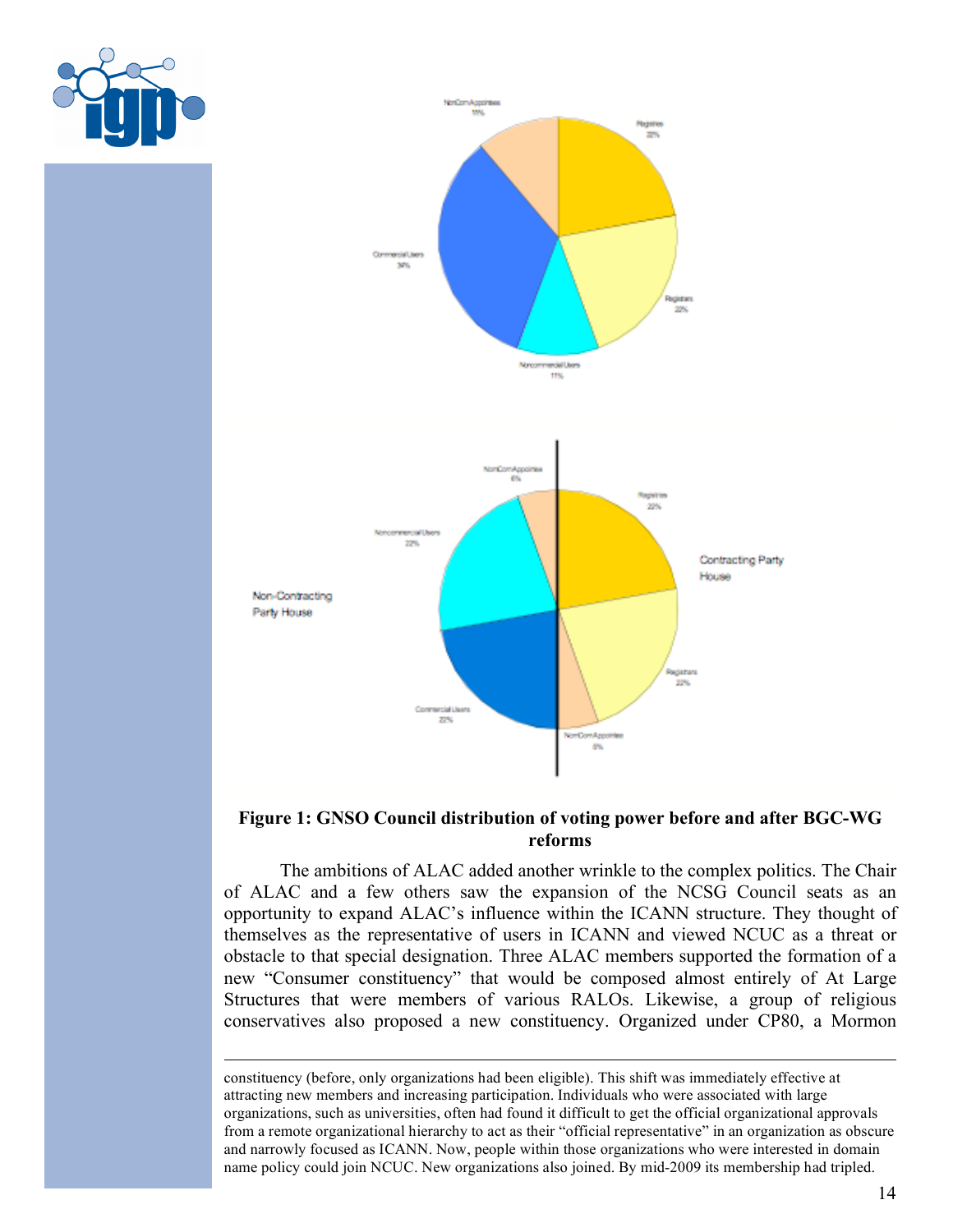**Figure 1: GNSO Council distribution of voting power before and after BGC-WG reforms**

The ambitions of ALAC added another wrinkle to the complex politics. The Chair of ALAC and a few others saw the expansion of the NCSG Council seats as an opportunity to expand ALAC's influence within the ICANN structure. They thought of themselves as the representative of users in ICANN and viewed NCUC as a threat or obstacle to that special designation. Three ALAC members supported the formation of a new "Consumer constituency" that would be composed almost entirely of At Large Structures that were members of various RALOs. Likewise, a group of religious conservatives also proposed a new constituency. Organized under CP80, a Mormon

---

constituency (before, only organizations had been eligible). This shift was immediately effective at attracting new members and increasing participation. Individuals who were associated with large organizations, such as universities, often had found it difficult to get the official organizational approvals from a remote organizational hierarchy to act as their "official representative" in an organization as obscure and narrowly focused as ICANN. Now, people within those organizations who were interested in domain name policy could join NCUC. New organizations also joined. By mid-2009 its membership had tripled.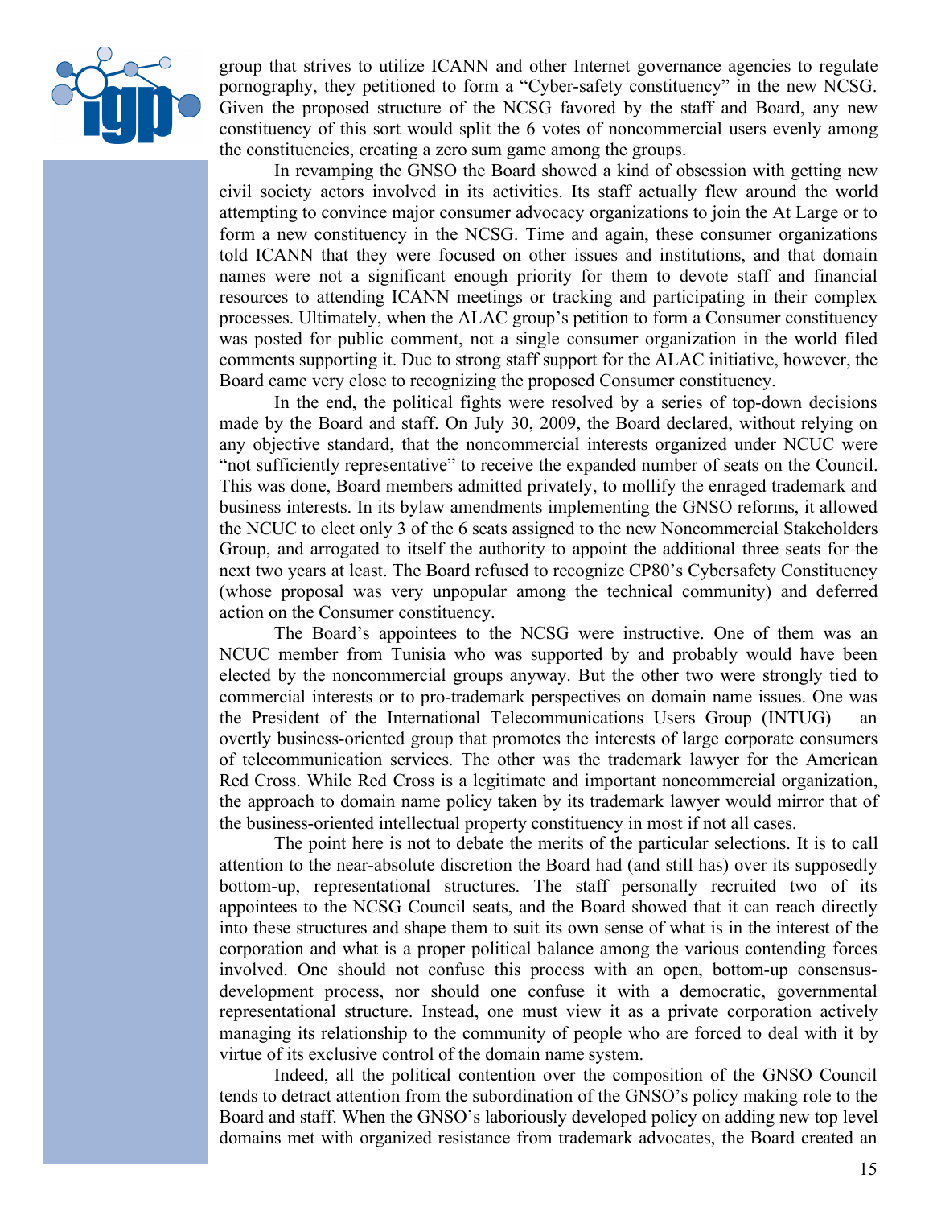group that strives to utilize ICANN and other Internet governance agencies to regulate pornography, they petitioned to form a "Cyber-safety constituency" in the new NCSG. Given the proposed structure of the NCSG favored by the staff and Board, any new constituency of this sort would split the 6 votes of noncommercial users evenly among the constituencies, creating a zero sum game among the groups.

In revamping the GNSO the Board showed a kind of obsession with getting new civil society actors involved in its activities. Its staff actually flew around the world attempting to convince major consumer advocacy organizations to join the At Large or to form a new constituency in the NCSG. Time and again, these consumer organizations told ICANN that they were focused on other issues and institutions, and that domain names were not a significant enough priority for them to devote staff and financial resources to attending ICANN meetings or tracking and participating in their complex processes. Ultimately, when the ALAC group's petition to form a Consumer constituency was posted for public comment, not a single consumer organization in the world filed comments supporting it. Due to strong staff support for the ALAC initiative, however, the Board came very close to recognizing the proposed Consumer constituency.

In the end, the political fights were resolved by a series of top-down decisions made by the Board and staff. On July 30, 2009, the Board declared, without relying on any objective standard, that the noncommercial interests organized under NCUC were "not sufficiently representative" to receive the expanded number of seats on the Council. This was done, Board members admitted privately, to mollify the enraged trademark and business interests. In its bylaw amendments implementing the GNSO reforms, it allowed the NCUC to elect only 3 of the 6 seats assigned to the new Noncommercial Stakeholders Group, and arrogated to itself the authority to appoint the additional three seats for the next two years at least. The Board refused to recognize CP80's Cybersafety Constituency (whose proposal was very unpopular among the technical community) and deferred action on the Consumer constituency.

The Board's appointees to the NCSG were instructive. One of them was an NCUC member from Tunisia who was supported by and probably would have been elected by the noncommercial groups anyway. But the other two were strongly tied to commercial interests or to pro-trademark perspectives on domain name issues. One was the President of the International Telecommunications Users Group (INTUG) – an overtly business-oriented group that promotes the interests of large corporate consumers of telecommunication services. The other was the trademark lawyer for the American Red Cross. While Red Cross is a legitimate and important noncommercial organization, the approach to domain name policy taken by its trademark lawyer would mirror that of the business-oriented intellectual property constituency in most if not all cases.

The point here is not to debate the merits of the particular selections. It is to call attention to the near-absolute discretion the Board had (and still has) over its supposedly bottom-up, representational structures. The staff personally recruited two of its appointees to the NCSG Council seats, and the Board showed that it can reach directly into these structures and shape them to suit its own sense of what is in the interest of the corporation and what is a proper political balance among the various contending forces involved. One should not confuse this process with an open, bottom-up consensus-development process, nor should one confuse it with a democratic, governmental representational structure. Instead, one must view it as a private corporation actively managing its relationship to the community of people who are forced to deal with it by virtue of its exclusive control of the domain name system.

Indeed, all the political contention over the composition of the GNSO Council tends to detract attention from the subordination of the GNSO's policy making role to the Board and staff. When the GNSO's laboriously developed policy on adding new top level domains met with organized resistance from trademark advocates, the Board created an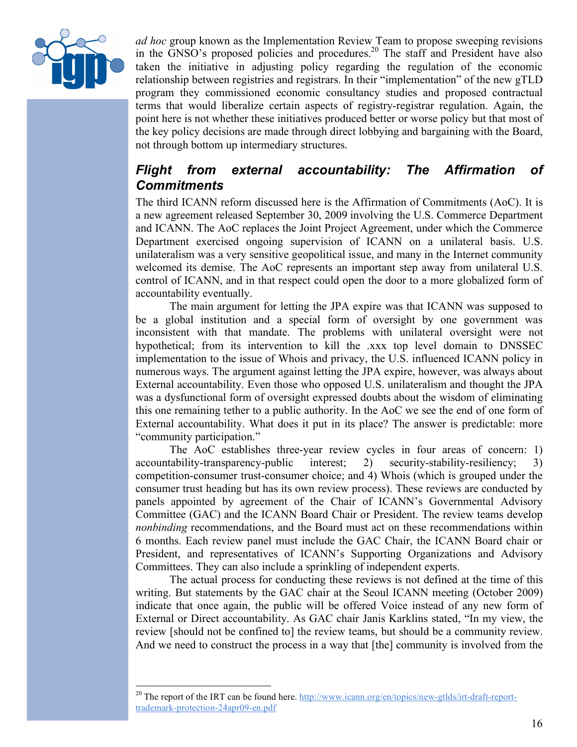*ad hoc* group known as the Implementation Review Team to propose sweeping revisions in the GNSO's proposed policies and procedures.[20] The staff and President have also taken the initiative in adjusting policy regarding the regulation of the economic relationship between registries and registrars. In their "implementation" of the new gTLD program they commissioned economic consultancy studies and proposed contractual terms that would liberalize certain aspects of registry-registrar regulation. Again, the point here is not whether these initiatives produced better or worse policy but that most of the key policy decisions are made through direct lobbying and bargaining with the Board, not through bottom up intermediary structures.

## *Flight from external accountability: The Affirmation of Commitments*

The third ICANN reform discussed here is the Affirmation of Commitments (AoC). It is a new agreement released September 30, 2009 involving the U.S. Commerce Department and ICANN. The AoC replaces the Joint Project Agreement, under which the Commerce Department exercised ongoing supervision of ICANN on a unilateral basis. U.S. unilateralism was a very sensitive geopolitical issue, and many in the Internet community welcomed its demise. The AoC represents an important step away from unilateral U.S. control of ICANN, and in that respect could open the door to a more globalized form of accountability eventually.

The main argument for letting the JPA expire was that ICANN was supposed to be a global institution and a special form of oversight by one government was inconsistent with that mandate. The problems with unilateral oversight were not hypothetical; from its intervention to kill the .xxx top level domain to DNSSEC implementation to the issue of Whois and privacy, the U.S. influenced ICANN policy in numerous ways. The argument against letting the JPA expire, however, was always about External accountability. Even those who opposed U.S. unilateralism and thought the JPA was a dysfunctional form of oversight expressed doubts about the wisdom of eliminating this one remaining tether to a public authority. In the AoC we see the end of one form of External accountability. What does it put in its place? The answer is predictable: more "community participation."

The AoC establishes three-year review cycles in four areas of concern: 1) accountability-transparency-public interest; 2) security-stability-resiliency; 3) competition-consumer trust-consumer choice; and 4) Whois (which is grouped under the consumer trust heading but has its own review process). These reviews are conducted by panels appointed by agreement of the Chair of ICANN's Governmental Advisory Committee (GAC) and the ICANN Board Chair or President. The review teams develop *nonbinding* recommendations, and the Board must act on these recommendations within 6 months. Each review panel must include the GAC Chair, the ICANN Board chair or President, and representatives of ICANN's Supporting Organizations and Advisory Committees. They can also include a sprinkling of independent experts.

The actual process for conducting these reviews is not defined at the time of this writing. But statements by the GAC chair at the Seoul ICANN meeting (October 2009) indicate that once again, the public will be offered Voice instead of any new form of External or Direct accountability. As GAC chair Janis Karklins stated, "In my view, the review [should not be confined to] the review teams, but should be a community review. And we need to construct the process in a way that [the] community is involved from the

---

[20] The report of the IRT can be found here. http://www.icann.org/en/topics/new-gtlds/irt-draft-report-trademark-protection-24apr09-en.pdf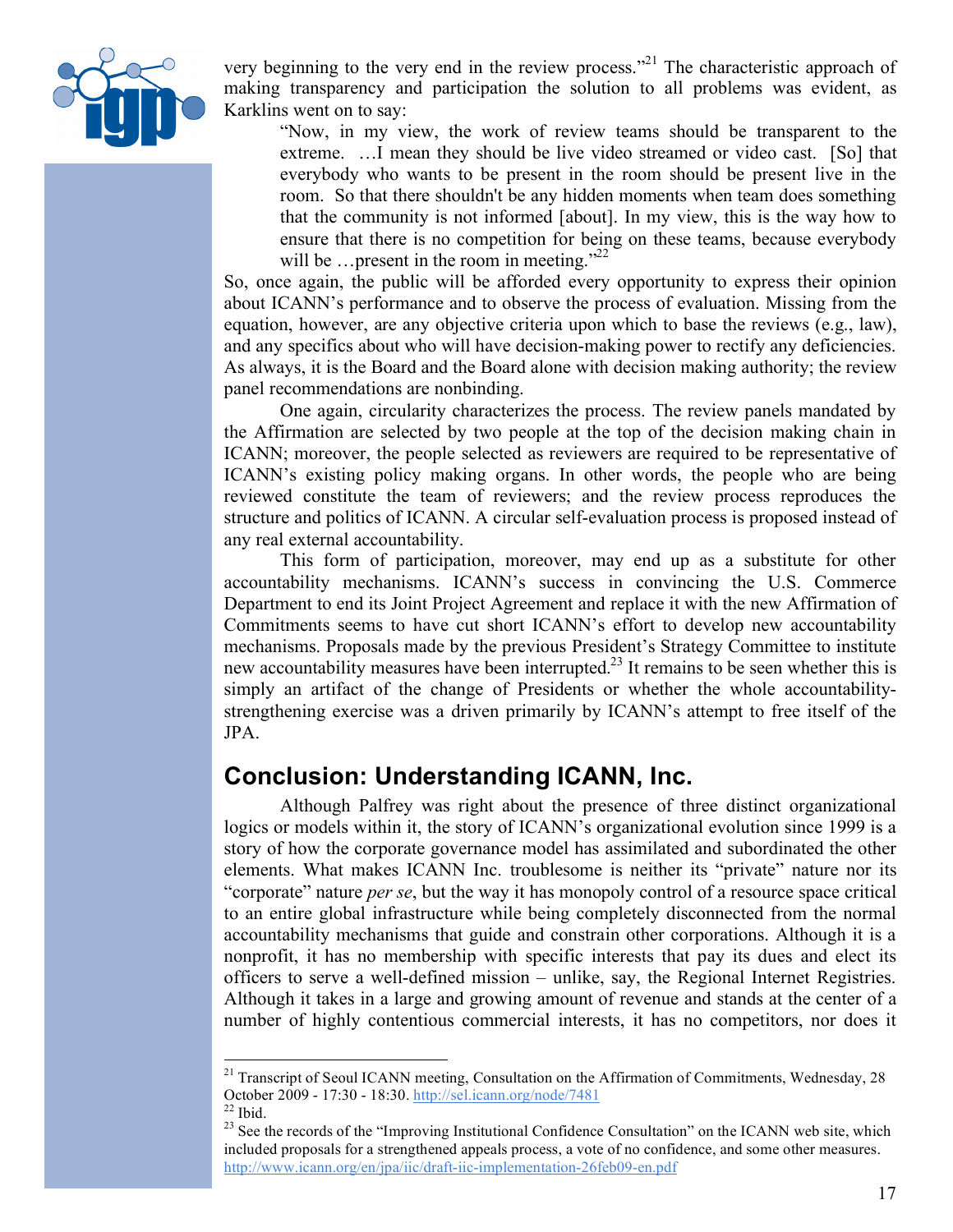very beginning to the very end in the review process."[21] The characteristic approach of making transparency and participation the solution to all problems was evident, as Karklins went on to say:

> "Now, in my view, the work of review teams should be transparent to the extreme. …I mean they should be live video streamed or video cast. [So] that everybody who wants to be present in the room should be present live in the room. So that there shouldn't be any hidden moments when team does something that the community is not informed [about]. In my view, this is the way how to ensure that there is no competition for being on these teams, because everybody will be …present in the room in meeting."[22]

So, once again, the public will be afforded every opportunity to express their opinion about ICANN's performance and to observe the process of evaluation. Missing from the equation, however, are any objective criteria upon which to base the reviews (e.g., law), and any specifics about who will have decision-making power to rectify any deficiencies. As always, it is the Board and the Board alone with decision making authority; the review panel recommendations are nonbinding.

One again, circularity characterizes the process. The review panels mandated by the Affirmation are selected by two people at the top of the decision making chain in ICANN; moreover, the people selected as reviewers are required to be representative of ICANN's existing policy making organs. In other words, the people who are being reviewed constitute the team of reviewers; and the review process reproduces the structure and politics of ICANN. A circular self-evaluation process is proposed instead of any real external accountability.

This form of participation, moreover, may end up as a substitute for other accountability mechanisms. ICANN's success in convincing the U.S. Commerce Department to end its Joint Project Agreement and replace it with the new Affirmation of Commitments seems to have cut short ICANN's effort to develop new accountability mechanisms. Proposals made by the previous President's Strategy Committee to institute new accountability measures have been interrupted.[23] It remains to be seen whether this is simply an artifact of the change of Presidents or whether the whole accountability-strengthening exercise was a driven primarily by ICANN's attempt to free itself of the JPA.

## Conclusion: Understanding ICANN, Inc.

Although Palfrey was right about the presence of three distinct organizational logics or models within it, the story of ICANN's organizational evolution since 1999 is a story of how the corporate governance model has assimilated and subordinated the other elements. What makes ICANN Inc. troublesome is neither its "private" nature nor its "corporate" nature *per se*, but the way it has monopoly control of a resource space critical to an entire global infrastructure while being completely disconnected from the normal accountability mechanisms that guide and constrain other corporations. Although it is a nonprofit, it has no membership with specific interests that pay its dues and elect its officers to serve a well-defined mission – unlike, say, the Regional Internet Registries. Although it takes in a large and growing amount of revenue and stands at the center of a number of highly contentious commercial interests, it has no competitors, nor does it

---

[21] Transcript of Seoul ICANN meeting, Consultation on the Affirmation of Commitments, Wednesday, 28 October 2009 - 17:30 - 18:30. http://sel.icann.org/node/7481

[22] Ibid.

[23] See the records of the "Improving Institutional Confidence Consultation" on the ICANN web site, which included proposals for a strengthened appeals process, a vote of no confidence, and some other measures. http://www.icann.org/en/jpa/iic/draft-iic-implementation-26feb09-en.pdf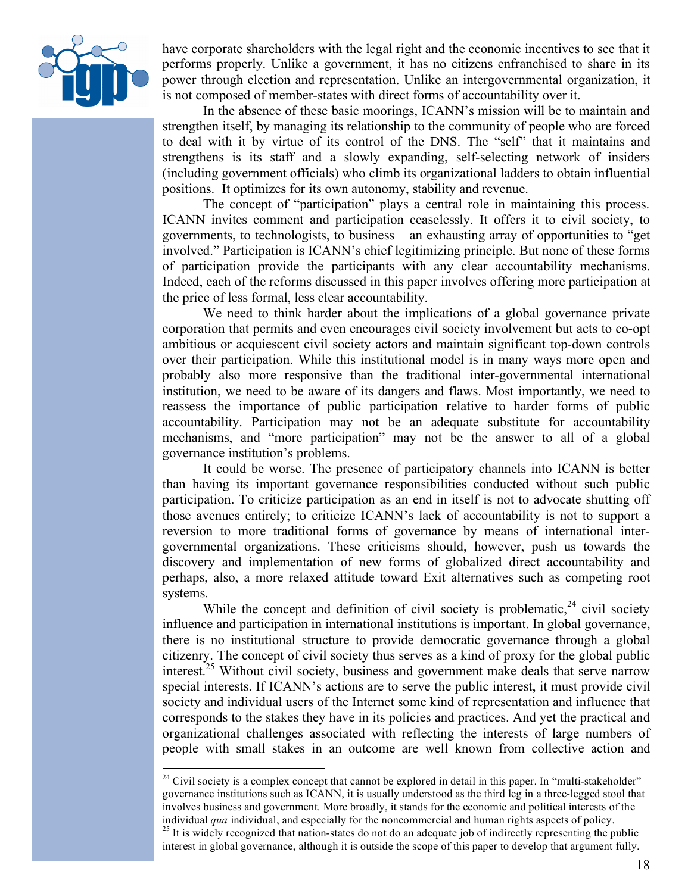have corporate shareholders with the legal right and the economic incentives to see that it performs properly. Unlike a government, it has no citizens enfranchised to share in its power through election and representation. Unlike an intergovernmental organization, it is not composed of member-states with direct forms of accountability over it.

In the absence of these basic moorings, ICANN's mission will be to maintain and strengthen itself, by managing its relationship to the community of people who are forced to deal with it by virtue of its control of the DNS. The "self" that it maintains and strengthens is its staff and a slowly expanding, self-selecting network of insiders (including government officials) who climb its organizational ladders to obtain influential positions. It optimizes for its own autonomy, stability and revenue.

The concept of "participation" plays a central role in maintaining this process. ICANN invites comment and participation ceaselessly. It offers it to civil society, to governments, to technologists, to business – an exhausting array of opportunities to "get involved." Participation is ICANN's chief legitimizing principle. But none of these forms of participation provide the participants with any clear accountability mechanisms. Indeed, each of the reforms discussed in this paper involves offering more participation at the price of less formal, less clear accountability.

We need to think harder about the implications of a global governance private corporation that permits and even encourages civil society involvement but acts to co-opt ambitious or acquiescent civil society actors and maintain significant top-down controls over their participation. While this institutional model is in many ways more open and probably also more responsive than the traditional inter-governmental international institution, we need to be aware of its dangers and flaws. Most importantly, we need to reassess the importance of public participation relative to harder forms of public accountability. Participation may not be an adequate substitute for accountability mechanisms, and "more participation" may not be the answer to all of a global governance institution's problems.

It could be worse. The presence of participatory channels into ICANN is better than having its important governance responsibilities conducted without such public participation. To criticize participation as an end in itself is not to advocate shutting off those avenues entirely; to criticize ICANN's lack of accountability is not to support a reversion to more traditional forms of governance by means of international inter-governmental organizations. These criticisms should, however, push us towards the discovery and implementation of new forms of globalized direct accountability and perhaps, also, a more relaxed attitude toward Exit alternatives such as competing root systems.

While the concept and definition of civil society is problematic,[24] civil society influence and participation in international institutions is important. In global governance, there is no institutional structure to provide democratic governance through a global citizenry. The concept of civil society thus serves as a kind of proxy for the global public interest.[25] Without civil society, business and government make deals that serve narrow special interests. If ICANN's actions are to serve the public interest, it must provide civil society and individual users of the Internet some kind of representation and influence that corresponds to the stakes they have in its policies and practices. And yet the practical and organizational challenges associated with reflecting the interests of large numbers of people with small stakes in an outcome are well known from collective action and

---

[24] Civil society is a complex concept that cannot be explored in detail in this paper. In "multi-stakeholder" governance institutions such as ICANN, it is usually understood as the third leg in a three-legged stool that involves business and government. More broadly, it stands for the economic and political interests of the individual *qua* individual, and especially for the noncommercial and human rights aspects of policy.

[25] It is widely recognized that nation-states do not do an adequate job of indirectly representing the public interest in global governance, although it is outside the scope of this paper to develop that argument fully.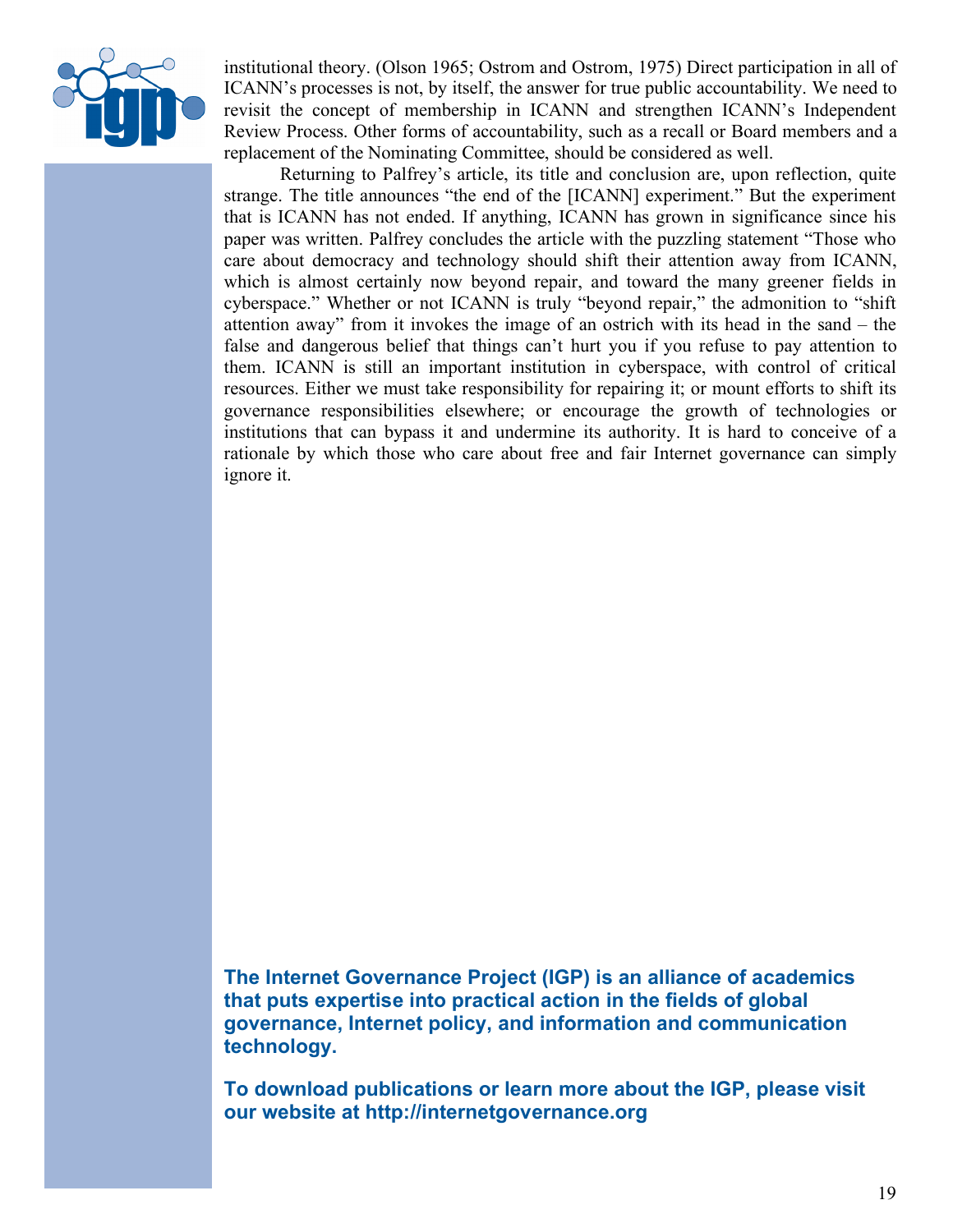institutional theory. (Olson 1965; Ostrom and Ostrom, 1975) Direct participation in all of ICANN's processes is not, by itself, the answer for true public accountability. We need to revisit the concept of membership in ICANN and strengthen ICANN's Independent Review Process. Other forms of accountability, such as a recall or Board members and a replacement of the Nominating Committee, should be considered as well.

Returning to Palfrey's article, its title and conclusion are, upon reflection, quite strange. The title announces "the end of the [ICANN] experiment." But the experiment that is ICANN has not ended. If anything, ICANN has grown in significance since his paper was written. Palfrey concludes the article with the puzzling statement "Those who care about democracy and technology should shift their attention away from ICANN, which is almost certainly now beyond repair, and toward the many greener fields in cyberspace." Whether or not ICANN is truly "beyond repair," the admonition to "shift attention away" from it invokes the image of an ostrich with its head in the sand – the false and dangerous belief that things can't hurt you if you refuse to pay attention to them. ICANN is still an important institution in cyberspace, with control of critical resources. Either we must take responsibility for repairing it; or mount efforts to shift its governance responsibilities elsewhere; or encourage the growth of technologies or institutions that can bypass it and undermine its authority. It is hard to conceive of a rationale by which those who care about free and fair Internet governance can simply ignore it.

**The Internet Governance Project (IGP) is an alliance of academics that puts expertise into practical action in the fields of global governance, Internet policy, and information and communication technology.**

**To download publications or learn more about the IGP, please visit our website at http://internetgovernance.org**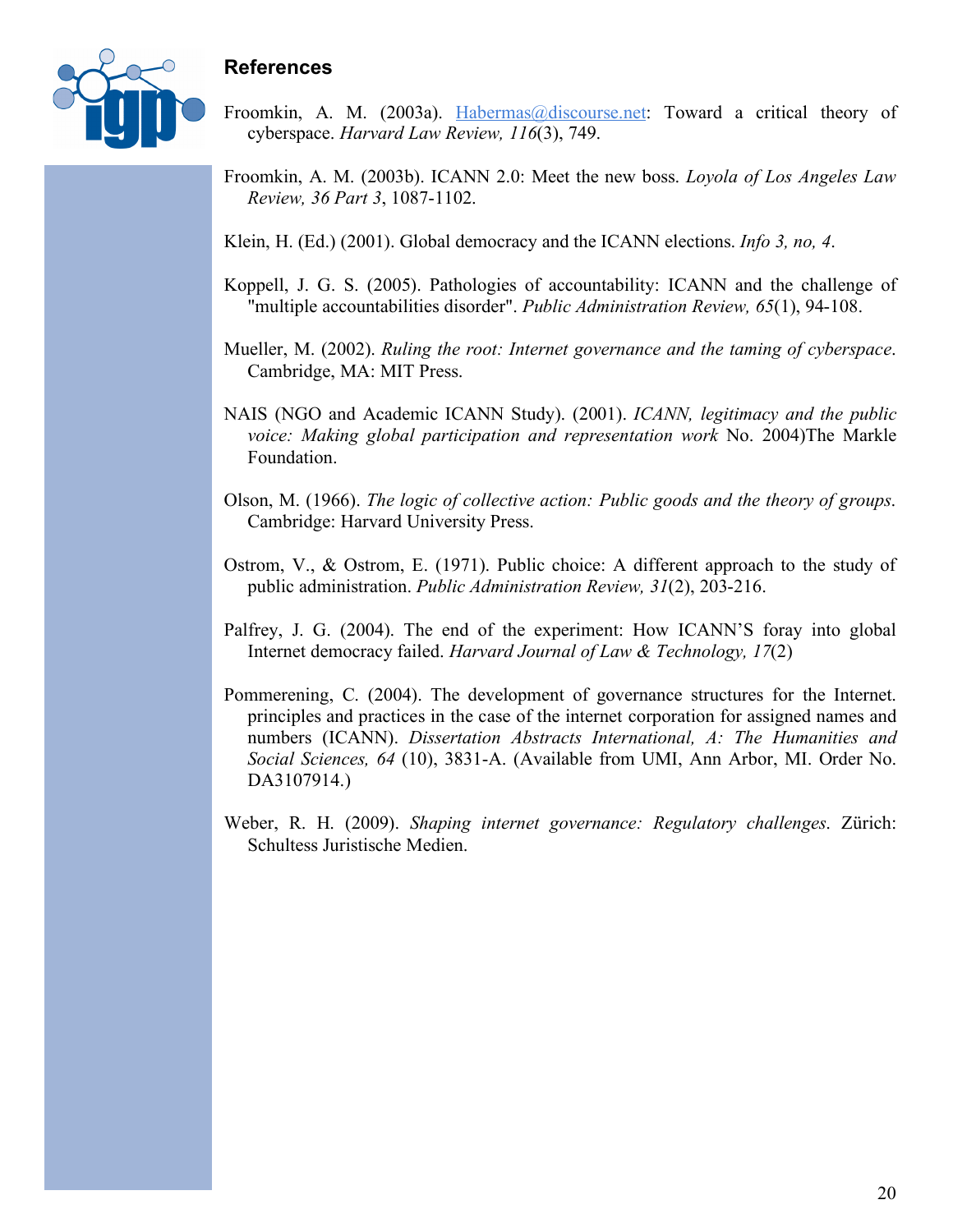## References

Froomkin, A. M. (2003a). Habermas@discourse.net: Toward a critical theory of cyberspace. *Harvard Law Review, 116*(3), 749.

Froomkin, A. M. (2003b). ICANN 2.0: Meet the new boss. *Loyola of Los Angeles Law Review, 36 Part 3*, 1087-1102.

Klein, H. (Ed.) (2001). Global democracy and the ICANN elections. *Info 3, no, 4*.

Koppell, J. G. S. (2005). Pathologies of accountability: ICANN and the challenge of "multiple accountabilities disorder". *Public Administration Review, 65*(1), 94-108.

Mueller, M. (2002). *Ruling the root: Internet governance and the taming of cyberspace*. Cambridge, MA: MIT Press.

NAIS (NGO and Academic ICANN Study). (2001). *ICANN, legitimacy and the public voice: Making global participation and representation work* No. 2004)The Markle Foundation.

Olson, M. (1966). *The logic of collective action: Public goods and the theory of groups*. Cambridge: Harvard University Press.

Ostrom, V., & Ostrom, E. (1971). Public choice: A different approach to the study of public administration. *Public Administration Review, 31*(2), 203-216.

Palfrey, J. G. (2004). The end of the experiment: How ICANN'S foray into global Internet democracy failed. *Harvard Journal of Law & Technology, 17*(2)

Pommerening, C. (2004). The development of governance structures for the Internet. principles and practices in the case of the internet corporation for assigned names and numbers (ICANN). *Dissertation Abstracts International, A: The Humanities and Social Sciences, 64* (10), 3831-A. (Available from UMI, Ann Arbor, MI. Order No. DA3107914.)

Weber, R. H. (2009). *Shaping internet governance: Regulatory challenges*. Zürich: Schultess Juristische Medien.